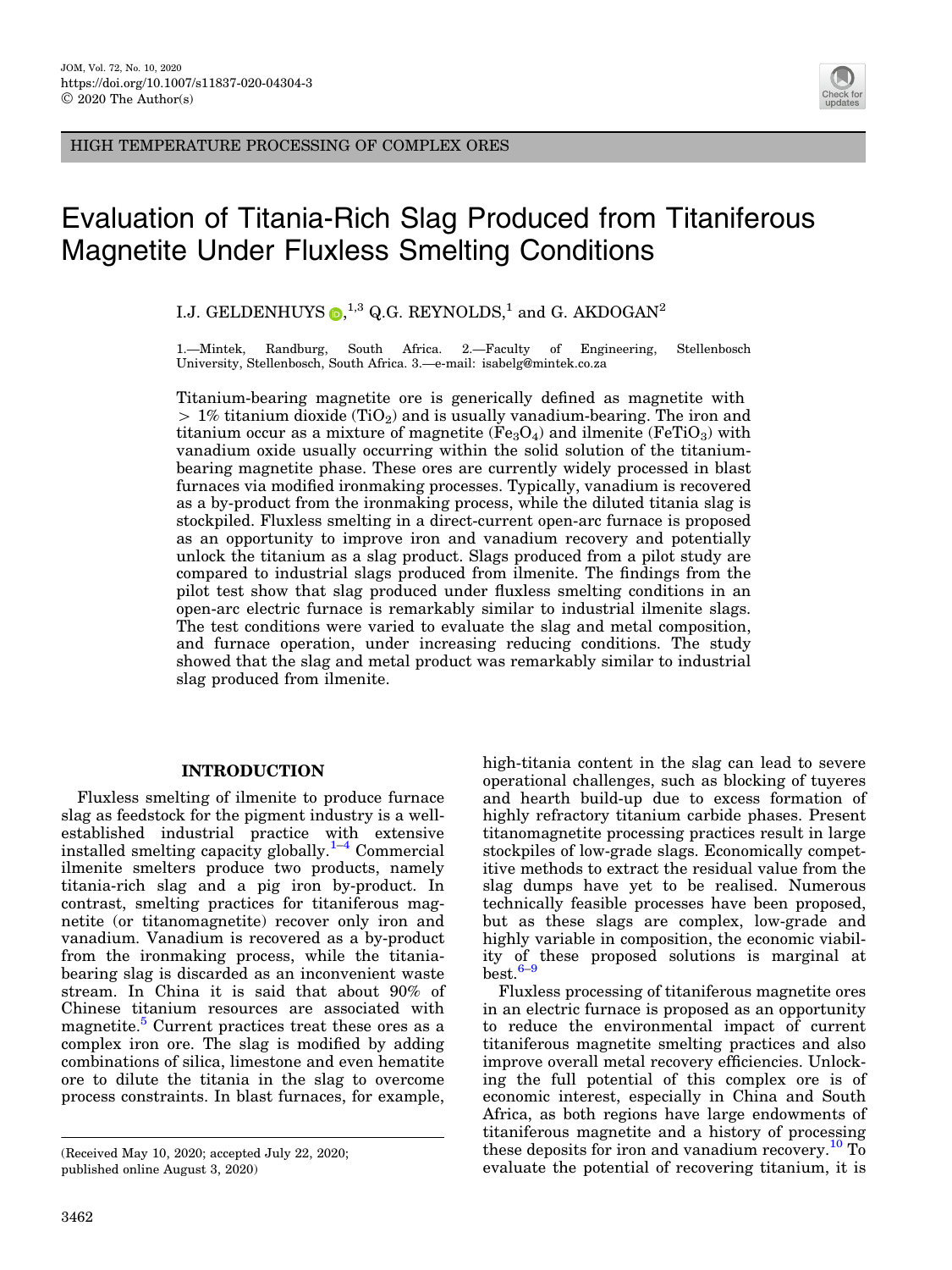HIGH TEMPERATURE PROCESSING OF COMPLEX ORES

# Evaluation of Titania-Rich Slag Produced from Titaniferous Magnetite Under Fluxless Smelting Conditions

I.J. GELDENHUYS,[1,3] Q.G. REYNOLDS,[1] and G. AKDOGAN[2]

1.—Mintek, Randburg, South Africa. 2.—Faculty of Engineering, Stellenbosch University, Stellenbosch, South Africa. 3.—e-mail: isabelg@mintek.co.za

Titanium-bearing magnetite ore is generically defined as magnetite with > 1% titanium dioxide ($TiO_2$) and is usually vanadium-bearing. The iron and titanium occur as a mixture of magnetite ($Fe_3O_4$) and ilmenite ($FeTiO_3$) with vanadium oxide usually occurring within the solid solution of the titanium-bearing magnetite phase. These ores are currently widely processed in blast furnaces via modified ironmaking processes. Typically, vanadium is recovered as a by-product from the ironmaking process, while the diluted titania slag is stockpiled. Fluxless smelting in a direct-current open-arc furnace is proposed as an opportunity to improve iron and vanadium recovery and potentially unlock the titanium as a slag product. Slags produced from a pilot study are compared to industrial slags produced from ilmenite. The findings from the pilot test show that slag produced under fluxless smelting conditions in an open-arc electric furnace is remarkably similar to industrial ilmenite slags. The test conditions were varied to evaluate the slag and metal composition, and furnace operation, under increasing reducing conditions. The study showed that the slag and metal product was remarkably similar to industrial slag produced from ilmenite.

## INTRODUCTION

Fluxless smelting of ilmenite to produce furnace slag as feedstock for the pigment industry is a well-established industrial practice with extensive installed smelting capacity globally.[1–4] Commercial ilmenite smelters produce two products, namely titania-rich slag and a pig iron by-product. In contrast, smelting practices for titaniferous magnetite (or titanomagnetite) recover only iron and vanadium. Vanadium is recovered as a by-product from the ironmaking process, while the titania-bearing slag is discarded as an inconvenient waste stream. In China it is said that about 90% of Chinese titanium resources are associated with magnetite.[5] Current practices treat these ores as a complex iron ore. The slag is modified by adding combinations of silica, limestone and even hematite ore to dilute the titania in the slag to overcome process constraints. In blast furnaces, for example, high-titania content in the slag can lead to severe operational challenges, such as blocking of tuyeres and hearth build-up due to excess formation of highly refractory titanium carbide phases. Present titanomagnetite processing practices result in large stockpiles of low-grade slags. Economically competitive methods to extract the residual value from the slag dumps have yet to be realised. Numerous technically feasible processes have been proposed, but as these slags are complex, low-grade and highly variable in composition, the economic viability of these proposed solutions is marginal at best.[6–9]

Fluxless processing of titaniferous magnetite ores in an electric furnace is proposed as an opportunity to reduce the environmental impact of current titaniferous magnetite smelting practices and also improve overall metal recovery efficiencies. Unlocking the full potential of this complex ore is of economic interest, especially in China and South Africa, as both regions have large endowments of titaniferous magnetite and a history of processing these deposits for iron and vanadium recovery.[10] To evaluate the potential of recovering titanium, it is

(Received May 10, 2020; accepted July 22, 2020; published online August 3, 2020)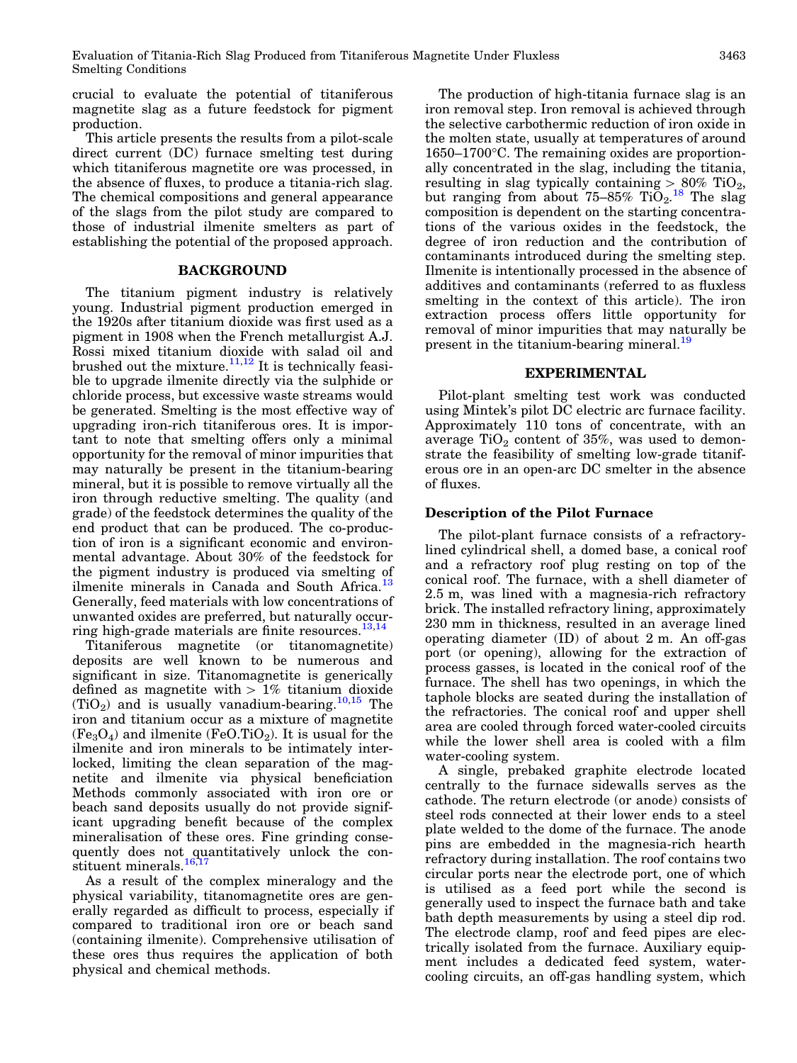crucial to evaluate the potential of titaniferous magnetite slag as a future feedstock for pigment production.

This article presents the results from a pilot-scale direct current (DC) furnace smelting test during which titaniferous magnetite ore was processed, in the absence of fluxes, to produce a titania-rich slag. The chemical compositions and general appearance of the slags from the pilot study are compared to those of industrial ilmenite smelters as part of establishing the potential of the proposed approach.

## BACKGROUND

The titanium pigment industry is relatively young. Industrial pigment production emerged in the 1920s after titanium dioxide was first used as a pigment in 1908 when the French metallurgist A.J. Rossi mixed titanium dioxide with salad oil and brushed out the mixture.[11,12] It is technically feasible to upgrade ilmenite directly via the sulphide or chloride process, but excessive waste streams would be generated. Smelting is the most effective way of upgrading iron-rich titaniferous ores. It is important to note that smelting offers only a minimal opportunity for the removal of minor impurities that may naturally be present in the titanium-bearing mineral, but it is possible to remove virtually all the iron through reductive smelting. The quality (and grade) of the feedstock determines the quality of the end product that can be produced. The co-production of iron is a significant economic and environmental advantage. About 30% of the feedstock for the pigment industry is produced via smelting of ilmenite minerals in Canada and South Africa.[13] Generally, feed materials with low concentrations of unwanted oxides are preferred, but naturally occurring high-grade materials are finite resources.[13,14]

Titaniferous magnetite (or titanomagnetite) deposits are well known to be numerous and significant in size. Titanomagnetite is generically defined as magnetite with > 1% titanium dioxide ($TiO_2$) and is usually vanadium-bearing.[10,15] The iron and titanium occur as a mixture of magnetite ($Fe_3O_4$) and ilmenite ($FeO.TiO_2$). It is usual for the ilmenite and iron minerals to be intimately interlocked, limiting the clean separation of the magnetite and ilmenite via physical beneficiation Methods commonly associated with iron ore or beach sand deposits usually do not provide significant upgrading benefit because of the complex mineralisation of these ores. Fine grinding consequently does not quantitatively unlock the constituent minerals.[16,17]

As a result of the complex mineralogy and the physical variability, titanomagnetite ores are generally regarded as difficult to process, especially if compared to traditional iron ore or beach sand (containing ilmenite). Comprehensive utilisation of these ores thus requires the application of both physical and chemical methods.

The production of high-titania furnace slag is an iron removal step. Iron removal is achieved through the selective carbothermic reduction of iron oxide in the molten state, usually at temperatures of around 1650–1700°C. The remaining oxides are proportionally concentrated in the slag, including the titania, resulting in slag typically containing > 80% $TiO_2$, but ranging from about 75–85% $TiO_2$.[18] The slag composition is dependent on the starting concentrations of the various oxides in the feedstock, the degree of iron reduction and the contribution of contaminants introduced during the smelting step. Ilmenite is intentionally processed in the absence of additives and contaminants (referred to as fluxless smelting in the context of this article). The iron extraction process offers little opportunity for removal of minor impurities that may naturally be present in the titanium-bearing mineral.[19]

## EXPERIMENTAL

Pilot-plant smelting test work was conducted using Mintek's pilot DC electric arc furnace facility. Approximately 110 tons of concentrate, with an average $TiO_2$ content of 35%, was used to demonstrate the feasibility of smelting low-grade titaniferous ore in an open-arc DC smelter in the absence of fluxes.

### Description of the Pilot Furnace

The pilot-plant furnace consists of a refractory-lined cylindrical shell, a domed base, a conical roof and a refractory roof plug resting on top of the conical roof. The furnace, with a shell diameter of 2.5 m, was lined with a magnesia-rich refractory brick. The installed refractory lining, approximately 230 mm in thickness, resulted in an average lined operating diameter (ID) of about 2 m. An off-gas port (or opening), allowing for the extraction of process gasses, is located in the conical roof of the furnace. The shell has two openings, in which the taphole blocks are seated during the installation of the refractories. The conical roof and upper shell area are cooled through forced water-cooled circuits while the lower shell area is cooled with a film water-cooling system.

A single, prebaked graphite electrode located centrally to the furnace sidewalls serves as the cathode. The return electrode (or anode) consists of steel rods connected at their lower ends to a steel plate welded to the dome of the furnace. The anode pins are embedded in the magnesia-rich hearth refractory during installation. The roof contains two circular ports near the electrode port, one of which is utilised as a feed port while the second is generally used to inspect the furnace bath and take bath depth measurements by using a steel dip rod. The electrode clamp, roof and feed pipes are electrically isolated from the furnace. Auxiliary equipment includes a dedicated feed system, water-cooling circuits, an off-gas handling system, which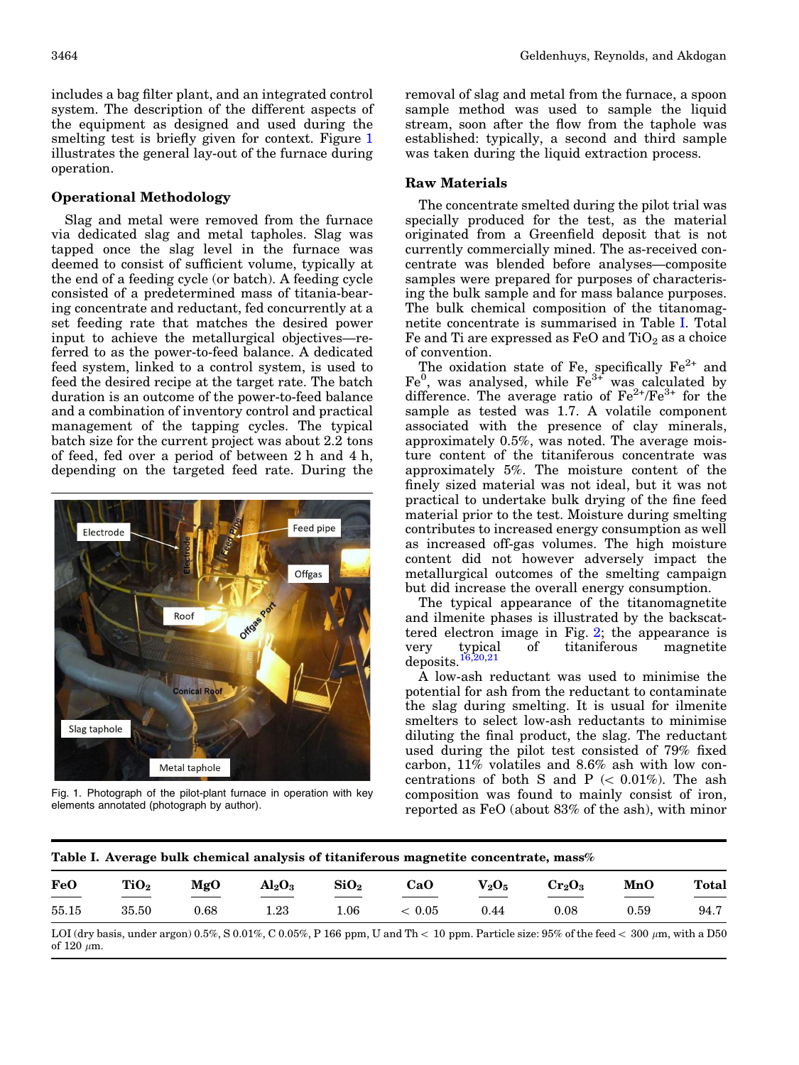includes a bag filter plant, and an integrated control system. The description of the different aspects of the equipment as designed and used during the smelting test is briefly given for context. Figure 1 illustrates the general lay-out of the furnace during operation.

## Operational Methodology

Slag and metal were removed from the furnace via dedicated slag and metal tapholes. Slag was tapped once the slag level in the furnace was deemed to consist of sufficient volume, typically at the end of a feeding cycle (or batch). A feeding cycle consisted of a predetermined mass of titania-bearing concentrate and reductant, fed concurrently at a set feeding rate that matches the desired power input to achieve the metallurgical objectives—referred to as the power-to-feed balance. A dedicated feed system, linked to a control system, is used to feed the desired recipe at the target rate. The batch duration is an outcome of the power-to-feed balance and a combination of inventory control and practical management of the tapping cycles. The typical batch size for the current project was about 2.2 tons of feed, fed over a period of between 2 h and 4 h, depending on the targeted feed rate. During the removal of slag and metal from the furnace, a spoon sample method was used to sample the liquid stream, soon after the flow from the taphole was established: typically, a second and third sample was taken during the liquid extraction process.

Fig. 1. Photograph of the pilot-plant furnace in operation with key elements annotated (photograph by author).

## Raw Materials

The concentrate smelted during the pilot trial was specially produced for the test, as the material originated from a Greenfield deposit that is not currently commercially mined. The as-received concentrate was blended before analyses—composite samples were prepared for purposes of characterising the bulk sample and for mass balance purposes. The bulk chemical composition of the titanomagnetite concentrate is summarised in Table I. Total Fe and Ti are expressed as FeO and $TiO_2$ as a choice of convention.

The oxidation state of Fe, specifically $Fe^{2+}$ and $Fe^{0}$, was analysed, while $Fe^{3+}$ was calculated by difference. The average ratio of $Fe^{2+}/Fe^{3+}$ for the sample as tested was 1.7. A volatile component associated with the presence of clay minerals, approximately 0.5%, was noted. The average moisture content of the titaniferous concentrate was approximately 5%. The moisture content of the finely sized material was not ideal, but it was not practical to undertake bulk drying of the fine feed material prior to the test. Moisture during smelting contributes to increased energy consumption as well as increased off-gas volumes. The high moisture content did not however adversely impact the metallurgical outcomes of the smelting campaign but did increase the overall energy consumption.

The typical appearance of the titanomagnetite and ilmenite phases is illustrated by the backscattered electron image in Fig. 2; the appearance is very typical of titaniferous magnetite deposits.[16,20,21]

A low-ash reductant was used to minimise the potential for ash from the reductant to contaminate the slag during smelting. It is usual for ilmenite smelters to select low-ash reductants to minimise diluting the final product, the slag. The reductant used during the pilot test consisted of 79% fixed carbon, 11% volatiles and 8.6% ash with low concentrations of both S and P (< 0.01%). The ash composition was found to mainly consist of iron, reported as FeO (about 83% of the ash), with minor

**Table I. Average bulk chemical analysis of titaniferous magnetite concentrate, mass%**

| FeO | $TiO_2$ | MgO | $Al_2O_3$ | $SiO_2$ | CaO | $V_2O_5$ | $Cr_2O_3$ | MnO | Total |
|---|---|---|---|---|---|---|---|---|---|
| 55.15 | 35.50 | 0.68 | 1.23 | 1.06 | < 0.05 | 0.44 | 0.08 | 0.59 | 94.7 |

LOI (dry basis, under argon) 0.5%, S 0.01%, C 0.05%, P 166 ppm, U and Th < 10 ppm. Particle size: 95% of the feed < 300 $\mu$m, with a D50 of 120 $\mu$m.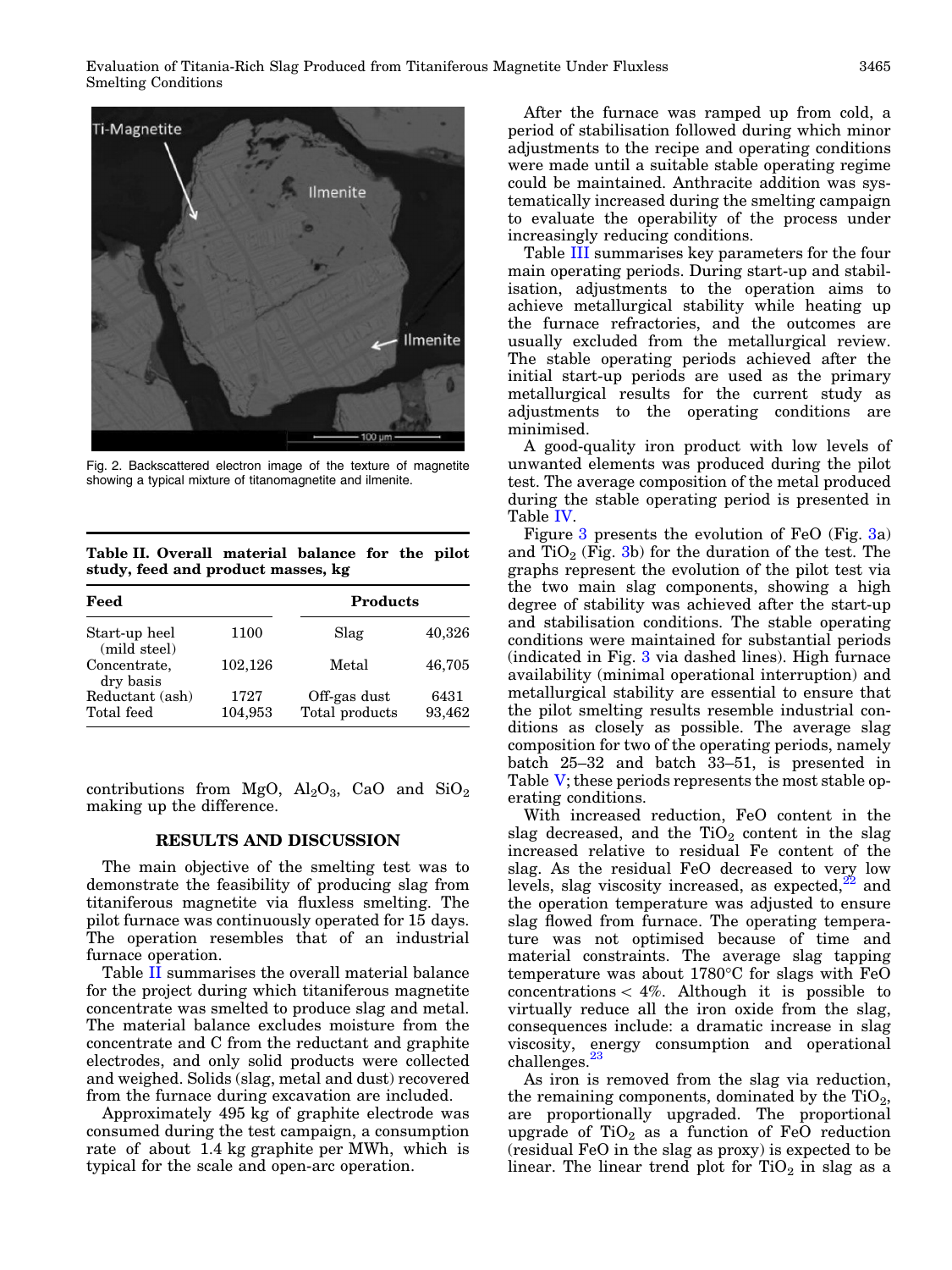Ti-Magnetite

Ilmenite

Ilmenite

100 μm

Fig. 2. Backscattered electron image of the texture of magnetite showing a typical mixture of titanomagnetite and ilmenite.

**Table II. Overall material balance for the pilot study, feed and product masses, kg**

| Feed | | Products | |
|---|---|---|---|
| Start-up heel (mild steel) | 1100 | Slag | 40,326 |
| Concentrate, dry basis | 102,126 | Metal | 46,705 |
| Reductant (ash) | 1727 | Off-gas dust | 6431 |
| Total feed | 104,953 | Total products | 93,462 |

contributions from MgO, $Al_2O_3$, CaO and $SiO_2$ making up the difference.

## RESULTS AND DISCUSSION

The main objective of the smelting test was to demonstrate the feasibility of producing slag from titaniferous magnetite via fluxless smelting. The pilot furnace was continuously operated for 15 days. The operation resembles that of an industrial furnace operation.

Table II summarises the overall material balance for the project during which titaniferous magnetite concentrate was smelted to produce slag and metal. The material balance excludes moisture from the concentrate and C from the reductant and graphite electrodes, and only solid products were collected and weighed. Solids (slag, metal and dust) recovered from the furnace during excavation are included.

Approximately 495 kg of graphite electrode was consumed during the test campaign, a consumption rate of about 1.4 kg graphite per MWh, which is typical for the scale and open-arc operation.

After the furnace was ramped up from cold, a period of stabilisation followed during which minor adjustments to the recipe and operating conditions were made until a suitable stable operating regime could be maintained. Anthracite addition was systematically increased during the smelting campaign to evaluate the operability of the process under increasingly reducing conditions.

Table III summarises key parameters for the four main operating periods. During start-up and stabilisation, adjustments to the operation aims to achieve metallurgical stability while heating up the furnace refractories, and the outcomes are usually excluded from the metallurgical review. The stable operating periods achieved after the initial start-up periods are used as the primary metallurgical results for the current study as adjustments to the operating conditions are minimised.

A good-quality iron product with low levels of unwanted elements was produced during the pilot test. The average composition of the metal produced during the stable operating period is presented in Table IV.

Figure 3 presents the evolution of FeO (Fig. 3a) and $TiO_2$ (Fig. 3b) for the duration of the test. The graphs represent the evolution of the pilot test via the two main slag components, showing a high degree of stability was achieved after the start-up and stabilisation conditions. The stable operating conditions were maintained for substantial periods (indicated in Fig. 3 via dashed lines). High furnace availability (minimal operational interruption) and metallurgical stability are essential to ensure that the pilot smelting results resemble industrial conditions as closely as possible. The average slag composition for two of the operating periods, namely batch 25–32 and batch 33–51, is presented in Table V; these periods represents the most stable operating conditions.

With increased reduction, FeO content in the slag decreased, and the $TiO_2$ content in the slag increased relative to residual Fe content of the slag. As the residual FeO decreased to very low levels, slag viscosity increased, as expected,[22] and the operation temperature was adjusted to ensure slag flowed from furnace. The operating temperature was not optimised because of time and material constraints. The average slag tapping temperature was about 1780°C for slags with FeO concentrations < 4%. Although it is possible to virtually reduce all the iron oxide from the slag, consequences include: a dramatic increase in slag viscosity, energy consumption and operational challenges.[23]

As iron is removed from the slag via reduction, the remaining components, dominated by the $TiO_2$, are proportionally upgraded. The proportional upgrade of $TiO_2$ as a function of FeO reduction (residual FeO in the slag as proxy) is expected to be linear. The linear trend plot for $TiO_2$ in slag as a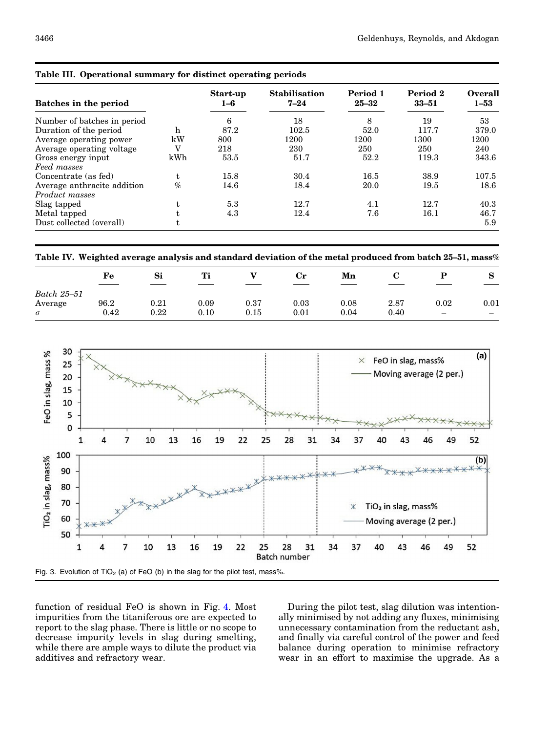**Table III. Operational summary for distinct operating periods**

| Batches in the period | | Start-up 1–6 | Stabilisation 7–24 | Period 1 25–32 | Period 2 33–51 | Overall 1–53 |
|---|---|---|---|---|---|---|
| Number of batches in period | | 6 | 18 | 8 | 19 | 53 |
| Duration of the period | h | 87.2 | 102.5 | 52.0 | 117.7 | 379.0 |
| Average operating power | kW | 800 | 1200 | 1200 | 1300 | 1200 |
| Average operating voltage | V | 218 | 230 | 250 | 250 | 240 |
| Gross energy input | kWh | 53.5 | 51.7 | 52.2 | 119.3 | 343.6 |
| *Feed masses* | | | | | | |
| Concentrate (as fed) | t | 15.8 | 30.4 | 16.5 | 38.9 | 107.5 |
| Average anthracite addition | % | 14.6 | 18.4 | 20.0 | 19.5 | 18.6 |
| *Product masses* | | | | | | |
| Slag tapped | t | 5.3 | 12.7 | 4.1 | 12.7 | 40.3 |
| Metal tapped | t | 4.3 | 12.4 | 7.6 | 16.1 | 46.7 |
| Dust collected (overall) | t | | | | | 5.9 |

**Table IV. Weighted average analysis and standard deviation of the metal produced from batch 25–51, mass%**

| | Fe | Si | Ti | V | Cr | Mn | C | P | S |
|---|---|---|---|---|---|---|---|---|---|
| *Batch 25–51* | | | | | | | | | |
| Average | 96.2 | 0.21 | 0.09 | 0.37 | 0.03 | 0.08 | 2.87 | 0.02 | 0.01 |
| $\sigma$ | 0.42 | 0.22 | 0.10 | 0.15 | 0.01 | 0.04 | 0.40 | – | – |

Fig. 3. Evolution of $TiO_2$ (a) of FeO (b) in the slag for the pilot test, mass%.

function of residual FeO is shown in Fig. 4. Most impurities from the titaniferous ore are expected to report to the slag phase. There is little or no scope to decrease impurity levels in slag during smelting, while there are ample ways to dilute the product via additives and refractory wear.

During the pilot test, slag dilution was intentionally minimised by not adding any fluxes, minimising unnecessary contamination from the reductant ash, and finally via careful control of the power and feed balance during operation to minimise refractory wear in an effort to maximise the upgrade. As a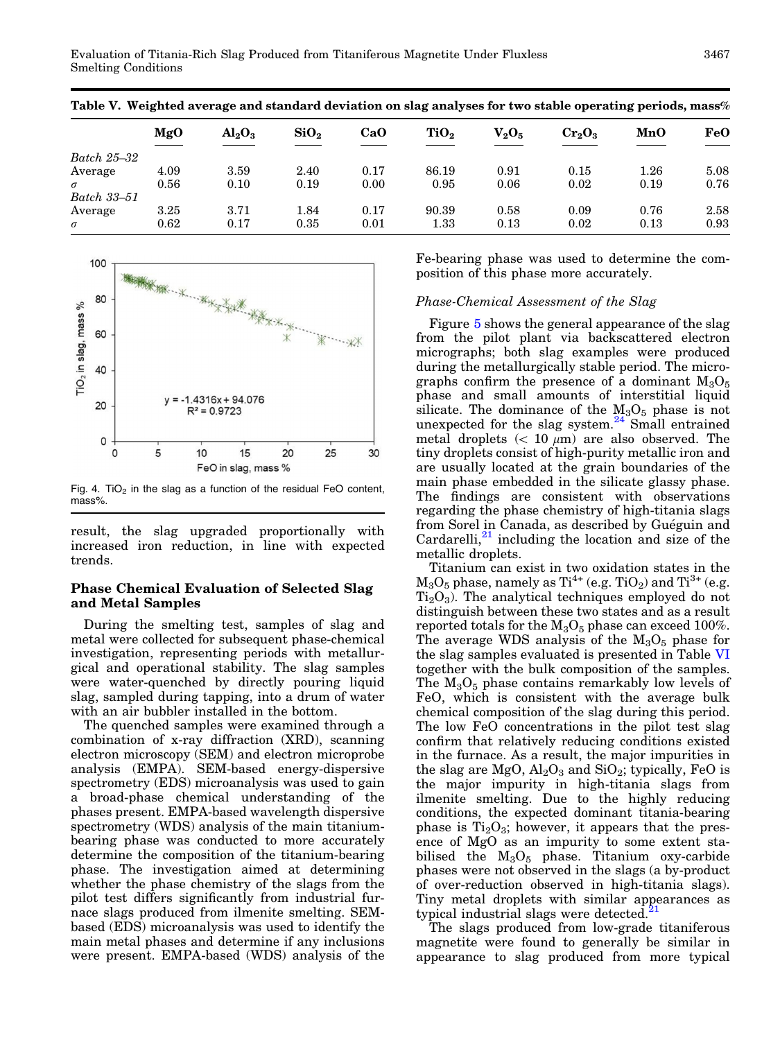**Table V. Weighted average and standard deviation on slag analyses for two stable operating periods, mass%**

| | MgO | $Al_2O_3$ | $SiO_2$ | CaO | $TiO_2$ | $V_2O_5$ | $Cr_2O_3$ | MnO | FeO |
|---|---|---|---|---|---|---|---|---|---|
| *Batch 25–32* | | | | | | | | | |
| Average | 4.09 | 3.59 | 2.40 | 0.17 | 86.19 | 0.91 | 0.15 | 1.26 | 5.08 |
| $\sigma$ | 0.56 | 0.10 | 0.19 | 0.00 | 0.95 | 0.06 | 0.02 | 0.19 | 0.76 |
| *Batch 33–51* | | | | | | | | | |
| Average | 3.25 | 3.71 | 1.84 | 0.17 | 90.39 | 0.58 | 0.09 | 0.76 | 2.58 |
| $\sigma$ | 0.62 | 0.17 | 0.35 | 0.01 | 1.33 | 0.13 | 0.02 | 0.13 | 0.93 |

Fig. 4. $TiO_2$ in the slag as a function of the residual FeO content, mass%.

result, the slag upgraded proportionally with increased iron reduction, in line with expected trends.

## Phase Chemical Evaluation of Selected Slag and Metal Samples

During the smelting test, samples of slag and metal were collected for subsequent phase-chemical investigation, representing periods with metallurgical and operational stability. The slag samples were water-quenched by directly pouring liquid slag, sampled during tapping, into a drum of water with an air bubbler installed in the bottom.

The quenched samples were examined through a combination of x-ray diffraction (XRD), scanning electron microscopy (SEM) and electron microprobe analysis (EMPA). SEM-based energy-dispersive spectrometry (EDS) microanalysis was used to gain a broad-phase chemical understanding of the phases present. EMPA-based wavelength dispersive spectrometry (WDS) analysis of the main titanium-bearing phase was conducted to more accurately determine the composition of the titanium-bearing phase. The investigation aimed at determining whether the phase chemistry of the slags from the pilot test differs significantly from industrial furnace slags produced from ilmenite smelting. SEM-based (EDS) microanalysis was used to identify the main metal phases and determine if any inclusions were present. EMPA-based (WDS) analysis of the Fe-bearing phase was used to determine the composition of this phase more accurately.

### *Phase-Chemical Assessment of the Slag*

Figure 5 shows the general appearance of the slag from the pilot plant via backscattered electron micrographs; both slag examples were produced during the metallurgically stable period. The micrographs confirm the presence of a dominant $M_3O_5$ phase and small amounts of interstitial liquid silicate. The dominance of the $M_3O_5$ phase is not unexpected for the slag system.[24] Small entrained metal droplets (< 10 $\mu$m) are also observed. The tiny droplets consist of high-purity metallic iron and are usually located at the grain boundaries of the main phase embedded in the silicate glassy phase. The findings are consistent with observations regarding the phase chemistry of high-titania slags from Sorel in Canada, as described by Guéguin and Cardarelli,[21] including the location and size of the metallic droplets.

Titanium can exist in two oxidation states in the $M_3O_5$ phase, namely as $Ti^{4+}$ (e.g. $TiO_2$) and $Ti^{3+}$ (e.g. $Ti_2O_3$). The analytical techniques employed do not distinguish between these two states and as a result reported totals for the $M_3O_5$ phase can exceed 100%. The average WDS analysis of the $M_3O_5$ phase for the slag samples evaluated is presented in Table VI together with the bulk composition of the samples. The $M_3O_5$ phase contains remarkably low levels of FeO, which is consistent with the average bulk chemical composition of the slag during this period. The low FeO concentrations in the pilot test slag confirm that relatively reducing conditions existed in the furnace. As a result, the major impurities in the slag are MgO, $Al_2O_3$ and $SiO_2$; typically, FeO is the major impurity in high-titania slags from ilmenite smelting. Due to the highly reducing conditions, the expected dominant titania-bearing phase is $Ti_2O_3$; however, it appears that the presence of MgO as an impurity to some extent stabilised the $M_3O_5$ phase. Titanium oxy-carbide phases were not observed in the slags (a by-product of over-reduction observed in high-titania slags). Tiny metal droplets with similar appearances as typical industrial slags were detected.[21]

The slags produced from low-grade titaniferous magnetite were found to generally be similar in appearance to slag produced from more typical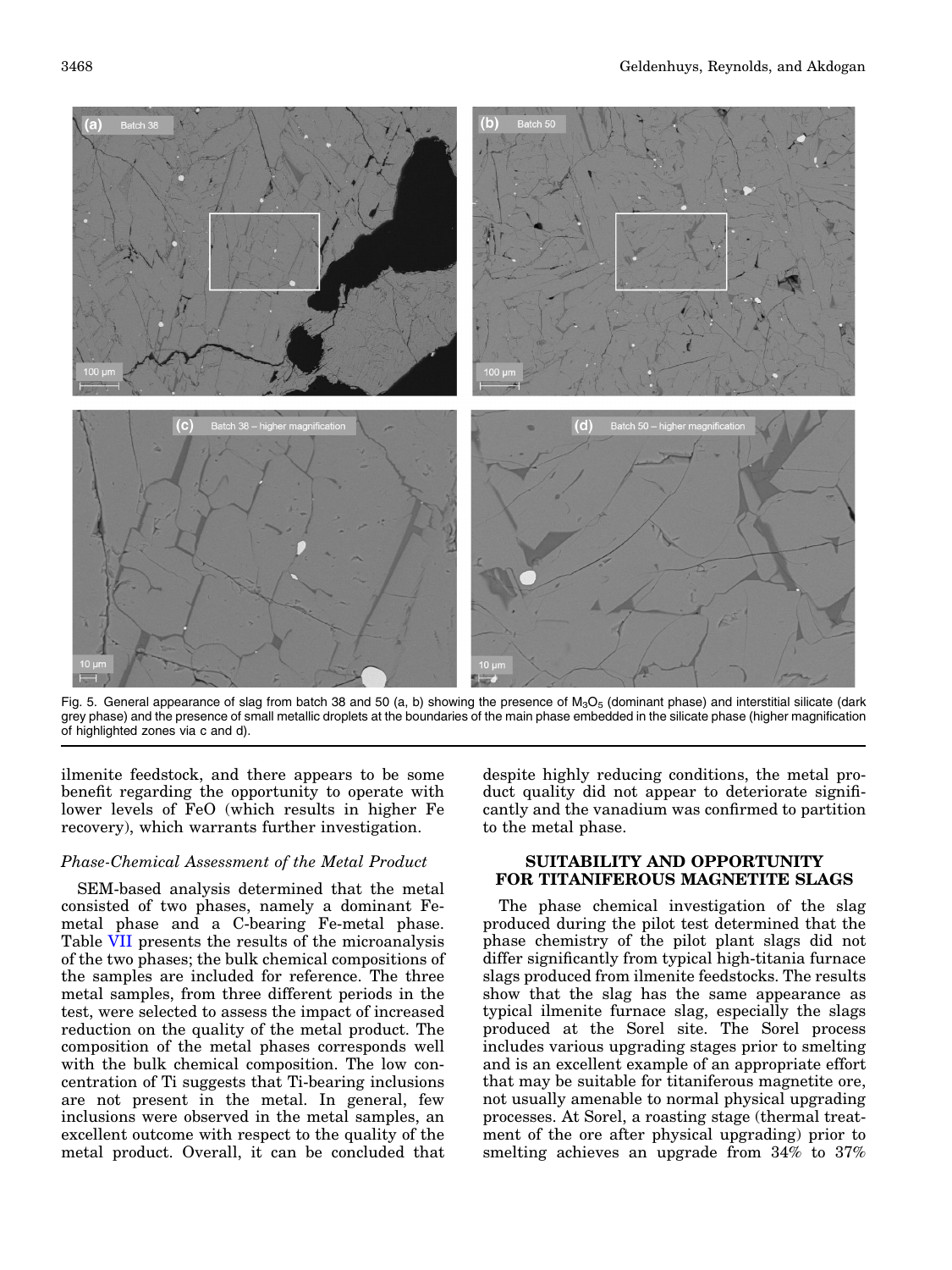Fig. 5. General appearance of slag from batch 38 and 50 (a, b) showing the presence of $M_3O_5$ (dominant phase) and interstitial silicate (dark grey phase) and the presence of small metallic droplets at the boundaries of the main phase embedded in the silicate phase (higher magnification of highlighted zones via c and d).

ilmenite feedstock, and there appears to be some benefit regarding the opportunity to operate with lower levels of FeO (which results in higher Fe recovery), which warrants further investigation.

### *Phase-Chemical Assessment of the Metal Product*

SEM-based analysis determined that the metal consisted of two phases, namely a dominant Fe-metal phase and a C-bearing Fe-metal phase. Table VII presents the results of the microanalysis of the two phases; the bulk chemical compositions of the samples are included for reference. The three metal samples, from three different periods in the test, were selected to assess the impact of increased reduction on the quality of the metal product. The composition of the metal phases corresponds well with the bulk chemical composition. The low concentration of Ti suggests that Ti-bearing inclusions are not present in the metal. In general, few inclusions were observed in the metal samples, an excellent outcome with respect to the quality of the metal product. Overall, it can be concluded that despite highly reducing conditions, the metal product quality did not appear to deteriorate significantly and the vanadium was confirmed to partition to the metal phase.

## SUITABILITY AND OPPORTUNITY FOR TITANIFEROUS MAGNETITE SLAGS

The phase chemical investigation of the slag produced during the pilot test determined that the phase chemistry of the pilot plant slags did not differ significantly from typical high-titania furnace slags produced from ilmenite feedstocks. The results show that the slag has the same appearance as typical ilmenite furnace slag, especially the slags produced at the Sorel site. The Sorel process includes various upgrading stages prior to smelting and is an excellent example of an appropriate effort that may be suitable for titaniferous magnetite ore, not usually amenable to normal physical upgrading processes. At Sorel, a roasting stage (thermal treatment of the ore after physical upgrading) prior to smelting achieves an upgrade from 34% to 37%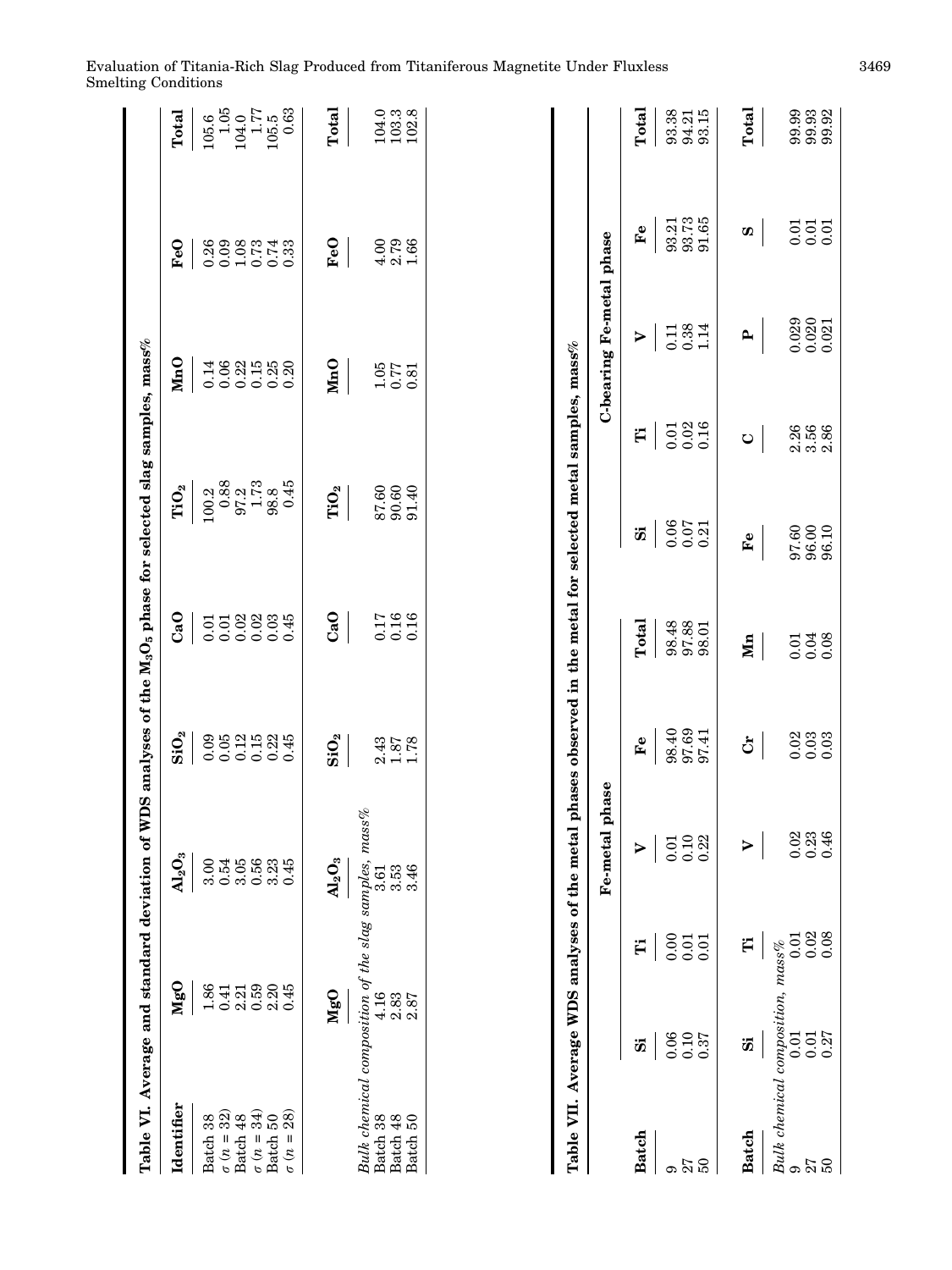**Table VI. Average and standard deviation of WDS analyses of the $M_3O_5$ phase for selected slag samples, mass%**

| Identifier | MgO | $Al_2O_3$ | $SiO_2$ | CaO | $TiO_2$ | MnO | FeO | Total |
|---|---|---|---|---|---|---|---|---|
| Batch 38 | 1.86 | 3.00 | 0.09 | 0.01 | 100.2 | 0.14 | 0.26 | 105.6 |
| $\sigma$ ($n$ = 32) | 0.41 | 0.54 | 0.05 | 0.01 | 0.88 | 0.06 | 0.09 | 1.05 |
| Batch 48 | 2.21 | 3.05 | 0.12 | 0.02 | 97.2 | 0.22 | 1.08 | 104.0 |
| $\sigma$ ($n$ = 34) | 0.59 | 0.56 | 0.15 | 0.02 | 1.73 | 0.15 | 0.73 | 1.77 |
| Batch 50 | 2.20 | 3.23 | 0.22 | 0.03 | 98.8 | 0.25 | 0.74 | 105.5 |
| $\sigma$ ($n$ = 28) | 0.45 | 0.45 | 0.45 | 0.45 | 0.45 | 0.20 | 0.33 | 0.63 |
| | **MgO** | **$Al_2O_3$** | **$SiO_2$** | **CaO** | **$TiO_2$** | **MnO** | **FeO** | **Total** |
| *Bulk chemical composition of the slag samples, mass%* | | | | | | | | |
| Batch 38 | 4.16 | 3.61 | 2.43 | 0.17 | 87.60 | 1.05 | 4.00 | 104.0 |
| Batch 48 | 2.83 | 3.53 | 1.87 | 0.16 | 90.60 | 0.77 | 2.79 | 103.3 |
| Batch 50 | 2.87 | 3.46 | 1.78 | 0.16 | 91.40 | 0.81 | 1.66 | 102.8 |

**Table VII. Average WDS analyses of the metal phases observed in the metal for selected metal samples, mass%**

| | Fe-metal phase | | | | | C-bearing Fe-metal phase | | | | |
|---|---|---|---|---|---|---|---|---|---|---|
| Batch | Si | Ti | V | Fe | Total | Si | Ti | V | Fe | Total |
| 9 | 0.06 | 0.00 | 0.01 | 98.40 | 98.48 | 0.06 | 0.01 | 0.11 | 93.21 | 93.38 |
| 27 | 0.10 | 0.01 | 0.10 | 97.69 | 97.88 | 0.07 | 0.02 | 0.38 | 93.73 | 94.21 |
| 50 | 0.37 | 0.01 | 0.22 | 97.41 | 98.01 | 0.21 | 0.16 | 1.14 | 91.65 | 93.15 |
| **Batch** | **Si** | **Ti** | **V** | **Cr** | **Mn** | **Fe** | **C** | **P** | **S** | **Total** |
| *Bulk chemical composition, mass%* | | | | | | | | | | |
| 9 | 0.01 | 0.01 | 0.02 | 0.02 | 0.01 | 97.60 | 2.26 | 0.029 | 0.01 | 99.99 |
| 27 | 0.01 | 0.02 | 0.23 | 0.03 | 0.04 | 96.00 | 3.56 | 0.020 | 0.01 | 99.93 |
| 50 | 0.27 | 0.08 | 0.46 | 0.03 | 0.08 | 96.10 | 2.86 | 0.021 | 0.01 | 99.92 |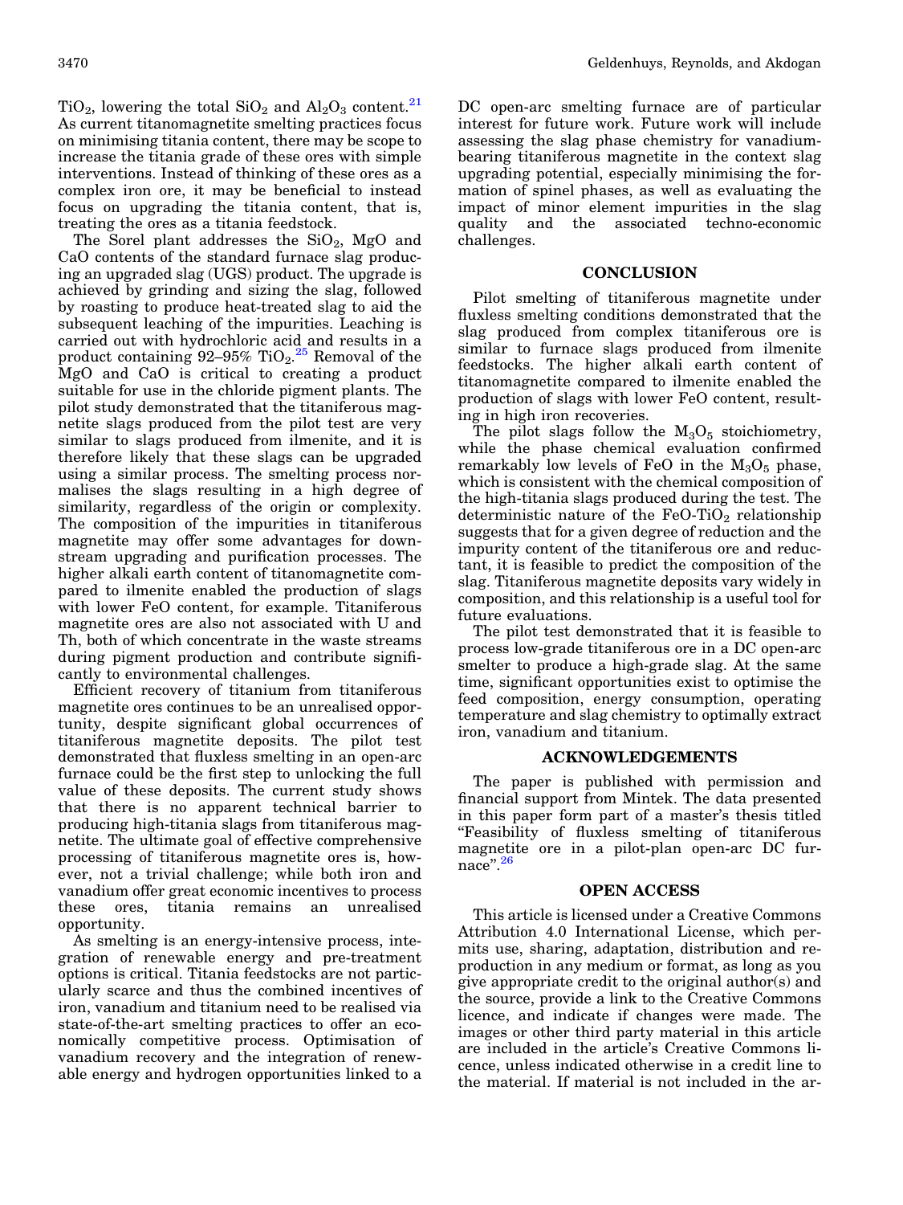$TiO_2$, lowering the total $SiO_2$ and $Al_2O_3$ content.[21] As current titanomagnetite smelting practices focus on minimising titania content, there may be scope to increase the titania grade of these ores with simple interventions. Instead of thinking of these ores as a complex iron ore, it may be beneficial to instead focus on upgrading the titania content, that is, treating the ores as a titania feedstock.

The Sorel plant addresses the $SiO_2$, MgO and CaO contents of the standard furnace slag producing an upgraded slag (UGS) product. The upgrade is achieved by grinding and sizing the slag, followed by roasting to produce heat-treated slag to aid the subsequent leaching of the impurities. Leaching is carried out with hydrochloric acid and results in a product containing 92–95% $TiO_2$.[25] Removal of the MgO and CaO is critical to creating a product suitable for use in the chloride pigment plants. The pilot study demonstrated that the titaniferous magnetite slags produced from the pilot test are very similar to slags produced from ilmenite, and it is therefore likely that these slags can be upgraded using a similar process. The smelting process normalises the slags resulting in a high degree of similarity, regardless of the origin or complexity. The composition of the impurities in titaniferous magnetite may offer some advantages for downstream upgrading and purification processes. The higher alkali earth content of titanomagnetite compared to ilmenite enabled the production of slags with lower FeO content, for example. Titaniferous magnetite ores are also not associated with U and Th, both of which concentrate in the waste streams during pigment production and contribute significantly to environmental challenges.

Efficient recovery of titanium from titaniferous magnetite ores continues to be an unrealised opportunity, despite significant global occurrences of titaniferous magnetite deposits. The pilot test demonstrated that fluxless smelting in an open-arc furnace could be the first step to unlocking the full value of these deposits. The current study shows that there is no apparent technical barrier to producing high-titania slags from titaniferous magnetite. The ultimate goal of effective comprehensive processing of titaniferous magnetite ores is, however, not a trivial challenge; while both iron and vanadium offer great economic incentives to process these ores, titania remains an unrealised opportunity.

As smelting is an energy-intensive process, integration of renewable energy and pre-treatment options is critical. Titania feedstocks are not particularly scarce and thus the combined incentives of iron, vanadium and titanium need to be realised via state-of-the-art smelting practices to offer an economically competitive process. Optimisation of vanadium recovery and the integration of renewable energy and hydrogen opportunities linked to a DC open-arc smelting furnace are of particular interest for future work. Future work will include assessing the slag phase chemistry for vanadium-bearing titaniferous magnetite in the context slag upgrading potential, especially minimising the formation of spinel phases, as well as evaluating the impact of minor element impurities in the slag quality and the associated techno-economic challenges.

## CONCLUSION

Pilot smelting of titaniferous magnetite under fluxless smelting conditions demonstrated that the slag produced from complex titaniferous ore is similar to furnace slags produced from ilmenite feedstocks. The higher alkali earth content of titanomagnetite compared to ilmenite enabled the production of slags with lower FeO content, resulting in high iron recoveries.

The pilot slags follow the $M_3O_5$ stoichiometry, while the phase chemical evaluation confirmed remarkably low levels of FeO in the $M_3O_5$ phase, which is consistent with the chemical composition of the high-titania slags produced during the test. The deterministic nature of the FeO-$TiO_2$ relationship suggests that for a given degree of reduction and the impurity content of the titaniferous ore and reductant, it is feasible to predict the composition of the slag. Titaniferous magnetite deposits vary widely in composition, and this relationship is a useful tool for future evaluations.

The pilot test demonstrated that it is feasible to process low-grade titaniferous ore in a DC open-arc smelter to produce a high-grade slag. At the same time, significant opportunities exist to optimise the feed composition, energy consumption, operating temperature and slag chemistry to optimally extract iron, vanadium and titanium.

## ACKNOWLEDGEMENTS

The paper is published with permission and financial support from Mintek. The data presented in this paper form part of a master's thesis titled "Feasibility of fluxless smelting of titaniferous magnetite ore in a pilot-plan open-arc DC furnace".[26]

## OPEN ACCESS

This article is licensed under a Creative Commons Attribution 4.0 International License, which permits use, sharing, adaptation, distribution and reproduction in any medium or format, as long as you give appropriate credit to the original author(s) and the source, provide a link to the Creative Commons licence, and indicate if changes were made. The images or other third party material in this article are included in the article's Creative Commons licence, unless indicated otherwise in a credit line to the material. If material is not included in the ar-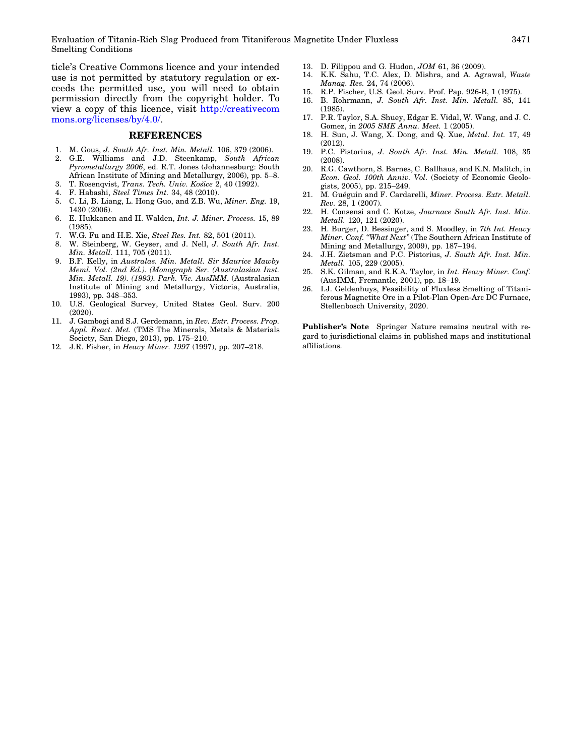ticle's Creative Commons licence and your intended use is not permitted by statutory regulation or exceeds the permitted use, you will need to obtain permission directly from the copyright holder. To view a copy of this licence, visit http://creativecommons.org/licenses/by/4.0/.

## REFERENCES

1. M. Gous, *J. South Afr. Inst. Min. Metall.* 106, 379 (2006).
2. G.E. Williams and J.D. Steenkamp, *South African Pyrometallurgy 2006*, ed. R.T. Jones (Johannesburg: South African Institute of Mining and Metallurgy, 2006), pp. 5–8.
3. T. Rosenqvist, *Trans. Tech. Univ. Košice* 2, 40 (1992).
4. F. Habashi, *Steel Times Int.* 34, 48 (2010).
5. C. Li, B. Liang, L. Hong Guo, and Z.B. Wu, *Miner. Eng.* 19, 1430 (2006).
6. E. Hukkanen and H. Walden, *Int. J. Miner. Process.* 15, 89 (1985).
7. W.G. Fu and H.E. Xie, *Steel Res. Int.* 82, 501 (2011).
8. W. Steinberg, W. Geyser, and J. Nell, *J. South Afr. Inst. Min. Metall.* 111, 705 (2011).
9. B.F. Kelly, in *Australas. Min. Metall. Sir Maurice Mawby Meml. Vol. (2nd Ed.). (Monograph Ser. (Australasian Inst. Min. Metall. 19). (1993). Park. Vic. AusIMM.* (Australasian Institute of Mining and Metallurgy, Victoria, Australia, 1993), pp. 348–353.
10. U.S. Geological Survey, United States Geol. Surv. 200 (2020).
11. J. Gambogi and S.J. Gerdemann, in *Rev. Extr. Process. Prop. Appl. React. Met.* (TMS The Minerals, Metals & Materials Society, San Diego, 2013), pp. 175–210.
12. J.R. Fisher, in *Heavy Miner. 1997* (1997), pp. 207–218.
13. D. Filippou and G. Hudon, *JOM* 61, 36 (2009).
14. K.K. Sahu, T.C. Alex, D. Mishra, and A. Agrawal, *Waste Manag. Res.* 24, 74 (2006).
15. R.P. Fischer, U.S. Geol. Surv. Prof. Pap. 926-B, 1 (1975).
16. B. Rohrmann, *J. South Afr. Inst. Min. Metall.* 85, 141 (1985).
17. P.R. Taylor, S.A. Shuey, Edgar E. Vidal, W. Wang, and J. C. Gomez, in *2005 SME Annu. Meet.* 1 (2005).
18. H. Sun, J. Wang, X. Dong, and Q. Xue, *Metal. Int.* 17, 49 (2012).
19. P.C. Pistorius, *J. South Afr. Inst. Min. Metall.* 108, 35 (2008).
20. R.G. Cawthorn, S. Barnes, C. Ballhaus, and K.N. Malitch, in *Econ. Geol. 100th Anniv. Vol.* (Society of Economic Geologists, 2005), pp. 215–249.
21. M. Guéguin and F. Cardarelli, *Miner. Process. Extr. Metall. Rev.* 28, 1 (2007).
22. H. Consensi and C. Kotze, *Journace South Afr. Inst. Min. Metall.* 120, 121 (2020).
23. H. Burger, D. Bessinger, and S. Moodley, in *7th Int. Heavy Miner. Conf. "What Next"* (The Southern African Institute of Mining and Metallurgy, 2009), pp. 187–194.
24. J.H. Zietsman and P.C. Pistorius, *J. South Afr. Inst. Min. Metall.* 105, 229 (2005).
25. S.K. Gilman, and R.K.A. Taylor, in *Int. Heavy Miner. Conf.* (AusIMM, Fremantle, 2001), pp. 18–19.
26. I.J. Geldenhuys, Feasibility of Fluxless Smelting of Titaniferous Magnetite Ore in a Pilot-Plan Open-Arc DC Furnace, Stellenbosch University, 2020.

**Publisher's Note** Springer Nature remains neutral with regard to jurisdictional claims in published maps and institutional affiliations.